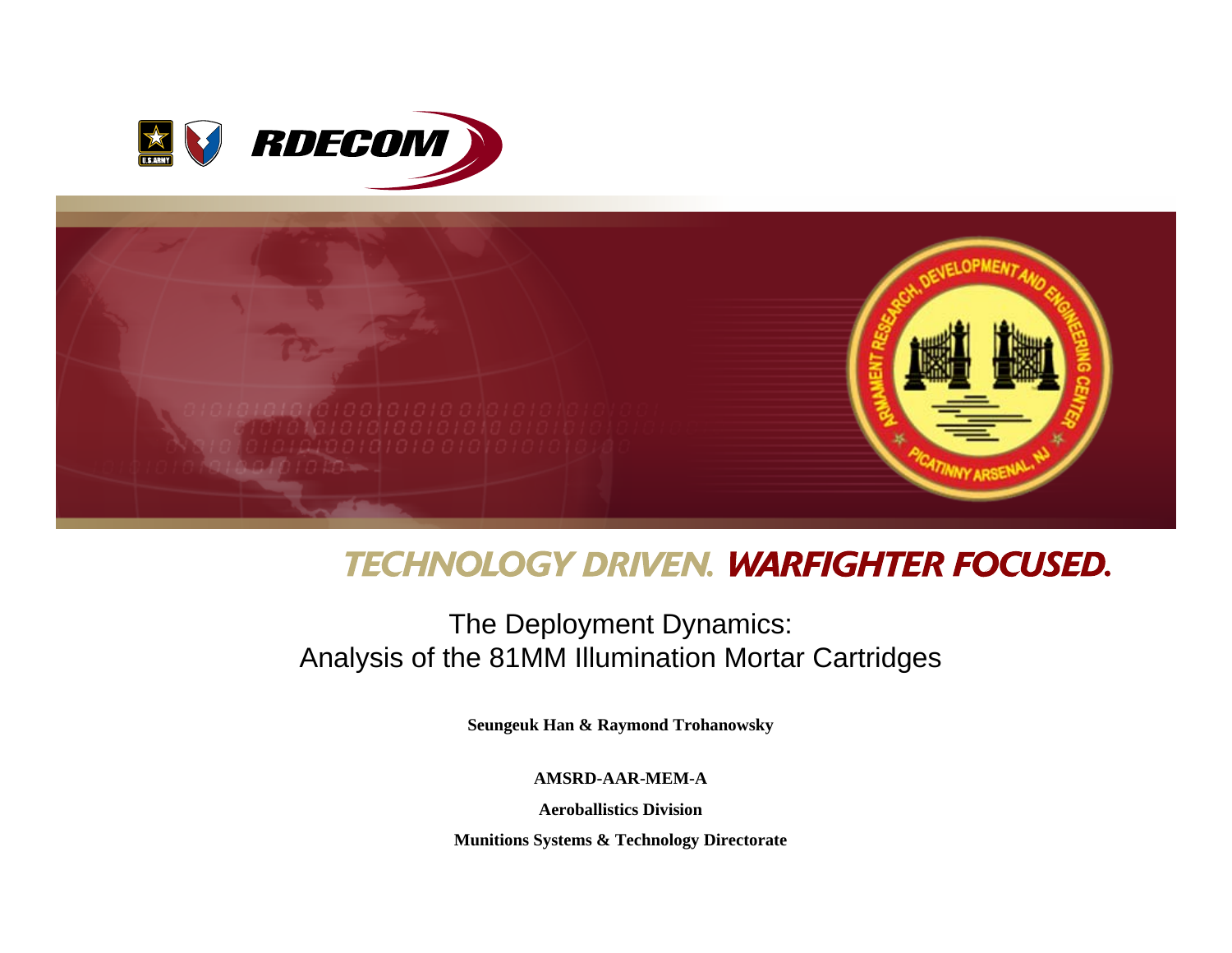RDECOM

TECHNOLOGY DRIVEN. WARFIGHTER FOCUSED.

# The Deployment Dynamics: Analysis of the 81MM Illumination Mortar Cartridges

**Seungeuk Han & Raymond Trohanowsky**

**AMSRD-AAR-MEM-A**

**Aeroballistics Division**

**Munitions Systems & Technology Directorate**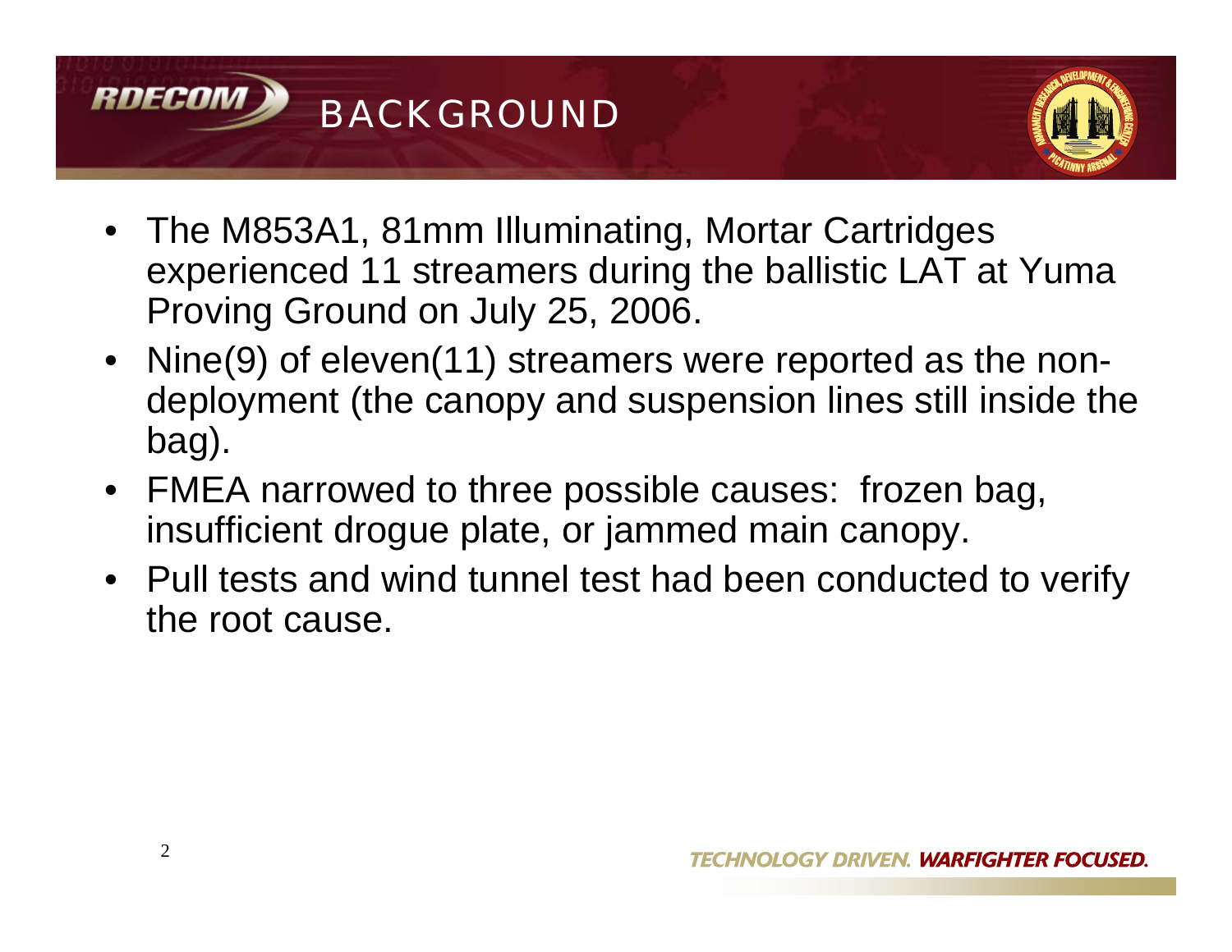# BACKGROUND

- The M853A1, 81mm Illuminating, Mortar Cartridges experienced 11 streamers during the ballistic LAT at Yuma Proving Ground on July 25, 2006.
- Nine(9) of eleven(11) streamers were reported as the non-deployment (the canopy and suspension lines still inside the bag).
- FMEA narrowed to three possible causes: frozen bag, insufficient drogue plate, or jammed main canopy.
- Pull tests and wind tunnel test had been conducted to verify the root cause.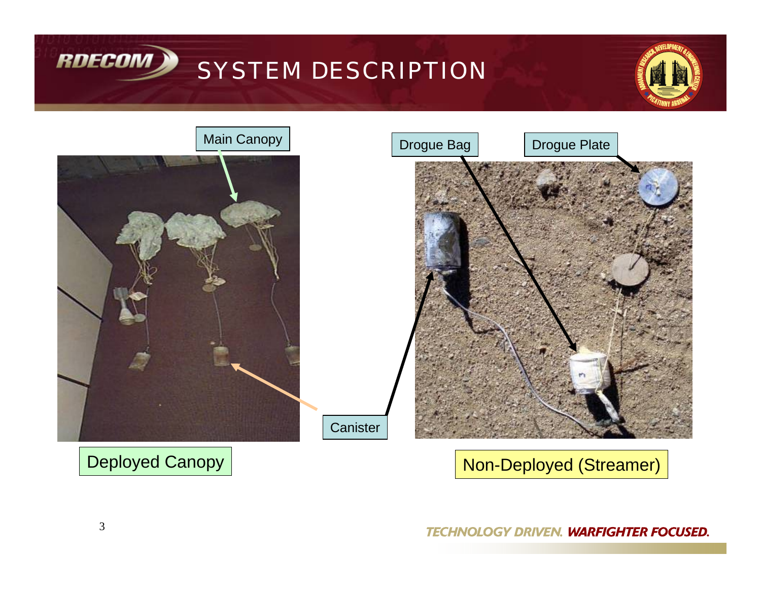# SYSTEM DESCRIPTION

Main Canopy

Drogue Bag

Drogue Plate

Canister

Deployed Canopy

Non-Deployed (Streamer)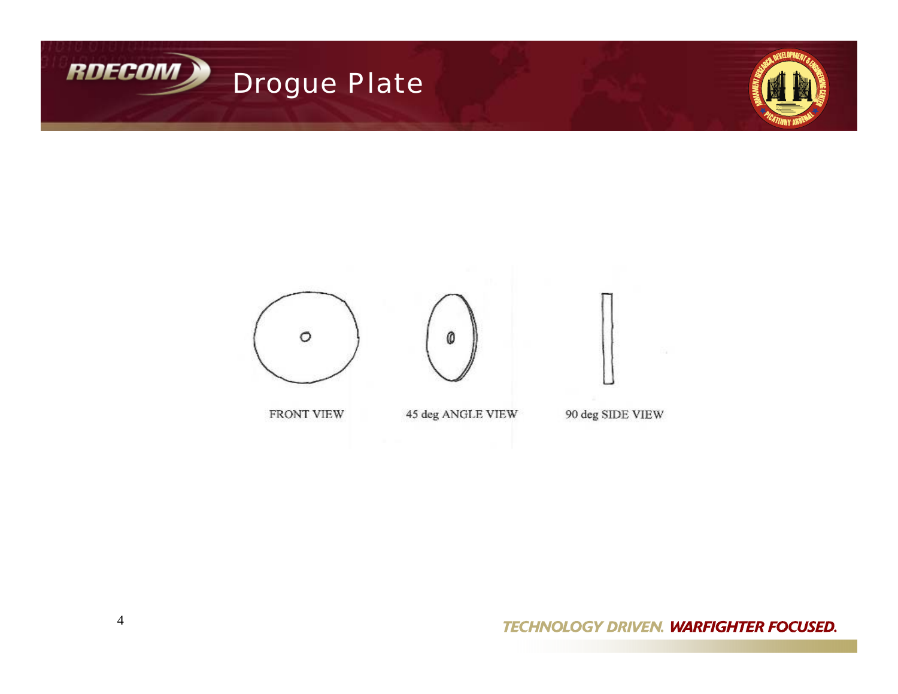# Drogue Plate

FRONT VIEW

45 deg ANGLE VIEW

90 deg SIDE VIEW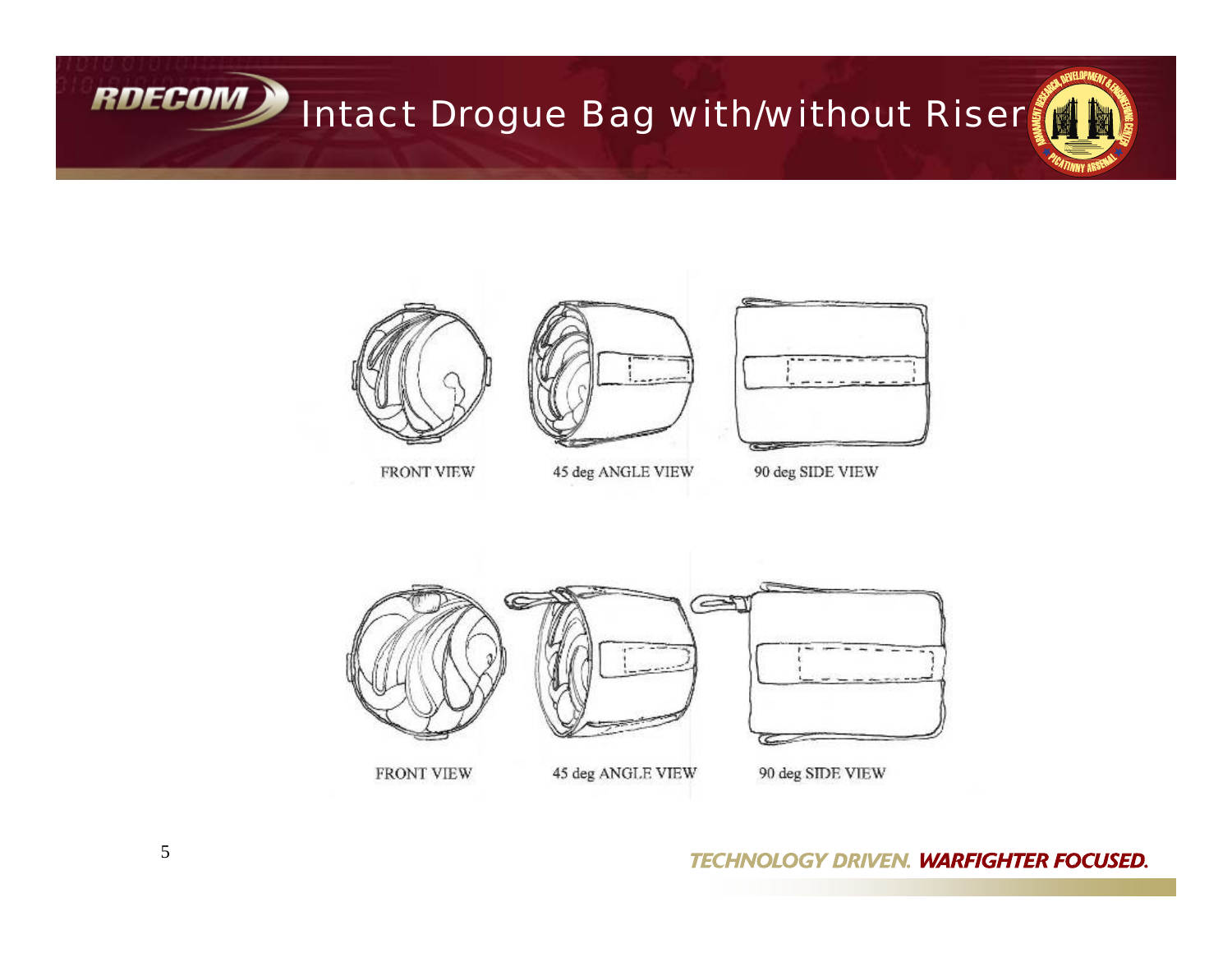# Intact Drogue Bag with/without Riser

FRONT VIEW

45 deg ANGLE VIEW

90 deg SIDE VIEW

FRONT VIEW

45 deg ANGLE VIEW

90 deg SIDE VIEW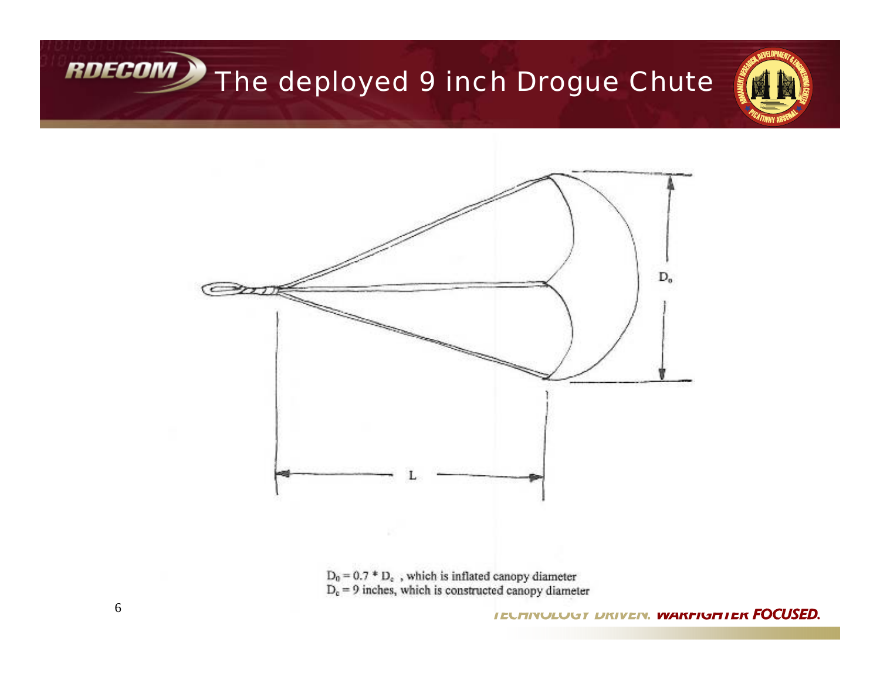# The deployed 9 inch Drogue Chute

$D_0$

L

$D_0 = 0.7 * D_c$ , which is inflated canopy diameter
$D_c = 9$ inches, which is constructed canopy diameter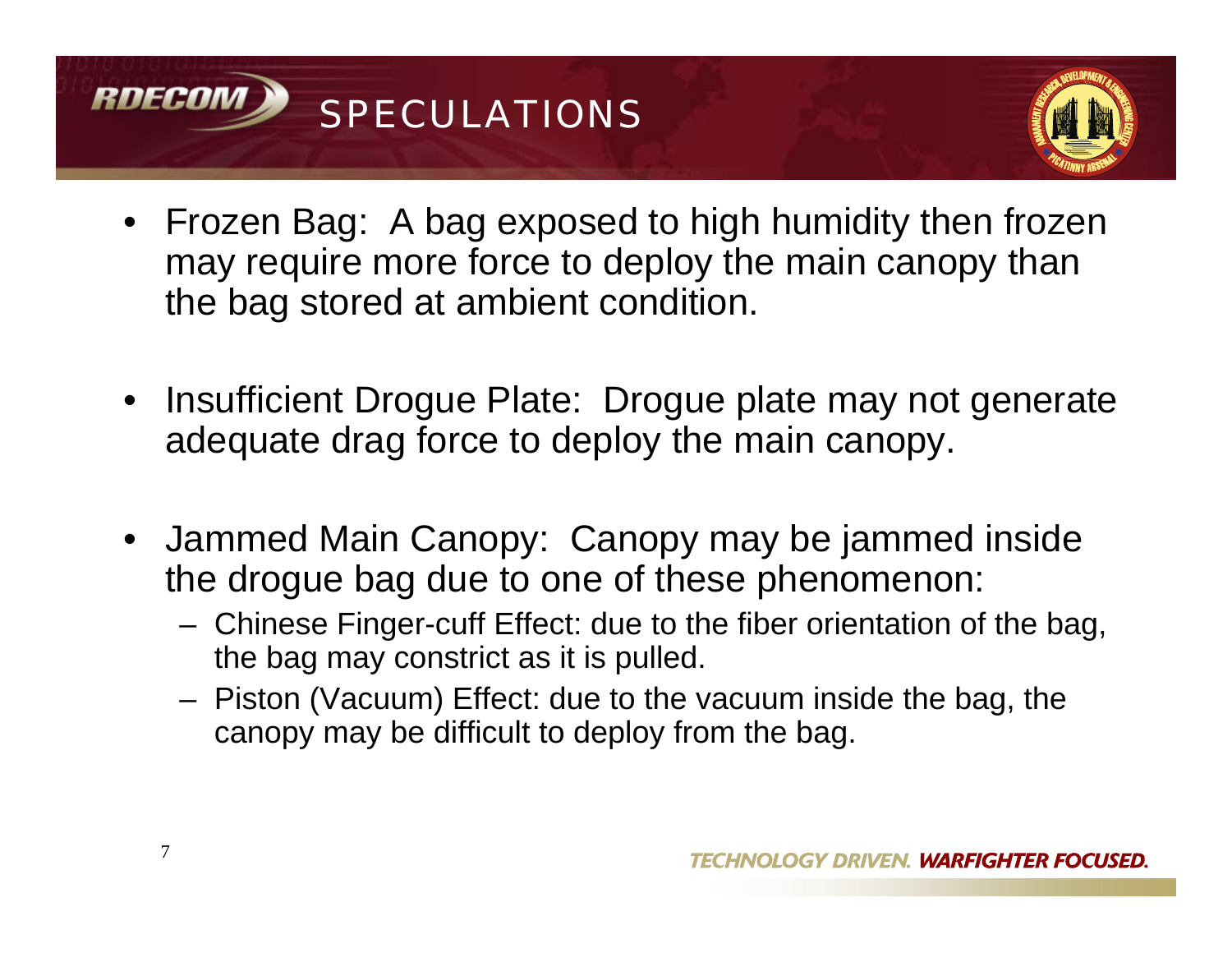# SPECULATIONS

- Frozen Bag: A bag exposed to high humidity then frozen may require more force to deploy the main canopy than the bag stored at ambient condition.
- Insufficient Drogue Plate: Drogue plate may not generate adequate drag force to deploy the main canopy.
- Jammed Main Canopy: Canopy may be jammed inside the drogue bag due to one of these phenomenon:
  - Chinese Finger-cuff Effect: due to the fiber orientation of the bag, the bag may constrict as it is pulled.
  - Piston (Vacuum) Effect: due to the vacuum inside the bag, the canopy may be difficult to deploy from the bag.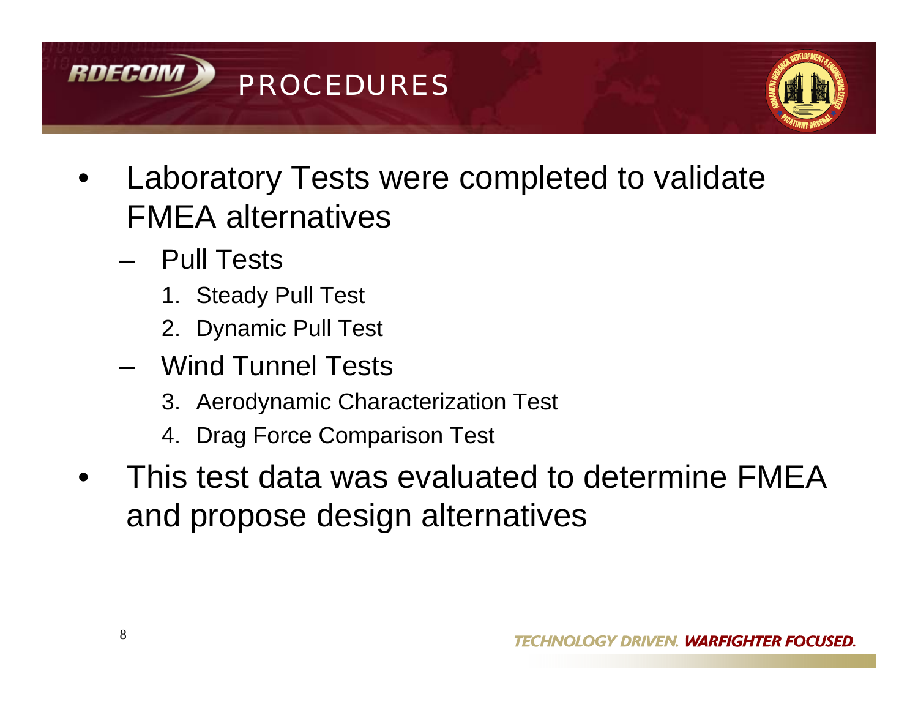# PROCEDURES

- Laboratory Tests were completed to validate FMEA alternatives
  - Pull Tests
    1. Steady Pull Test
    2. Dynamic Pull Test
  - Wind Tunnel Tests
    3. Aerodynamic Characterization Test
    4. Drag Force Comparison Test
- This test data was evaluated to determine FMEA and propose design alternatives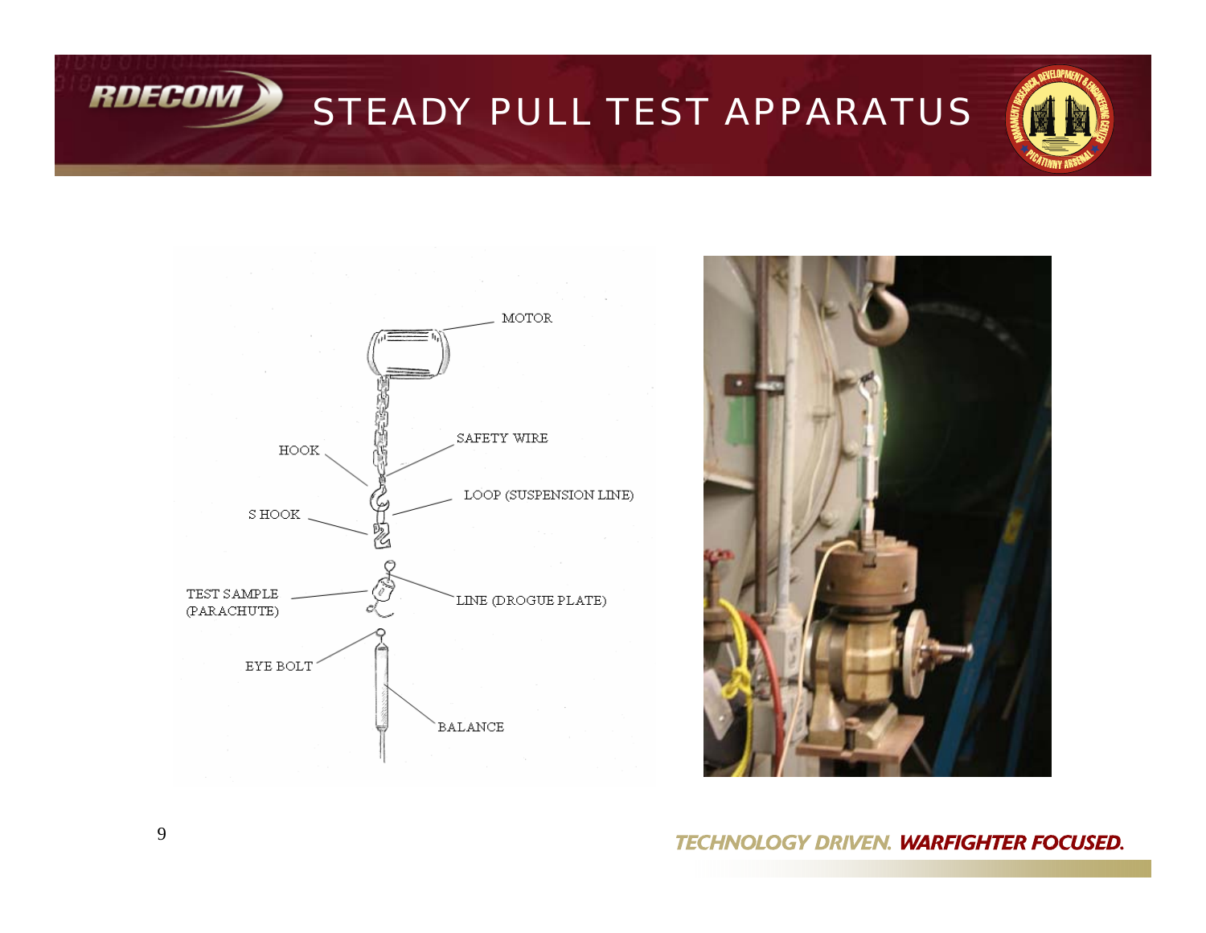# STEADY PULL TEST APPARATUS

MOTOR

HOOK

SAFETY WIRE

LOOP (SUSPENSION LINE)

S HOOK

TEST SAMPLE (PARACHUTE)

LINE (DROGUE PLATE)

EYE BOLT

BALANCE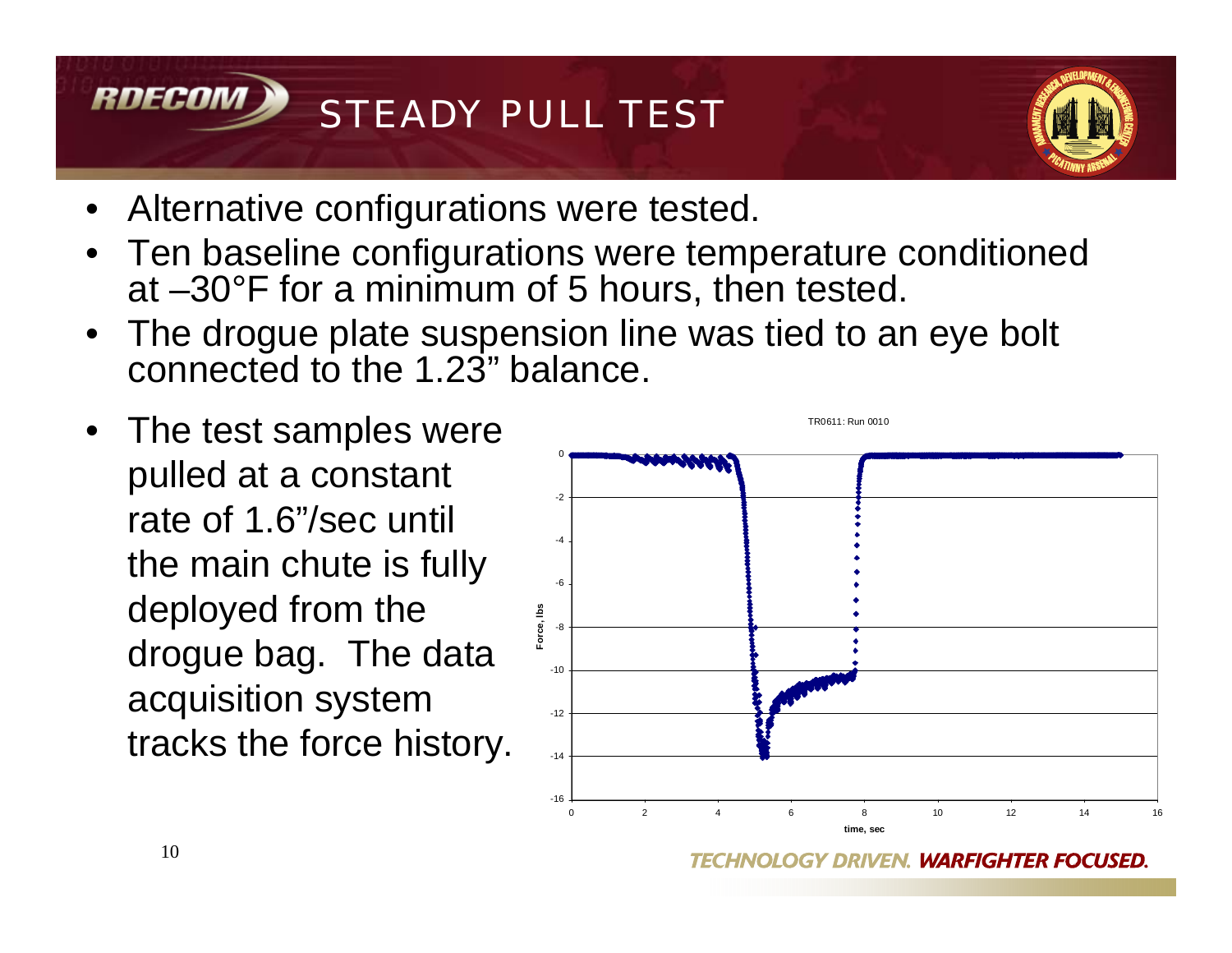# STEADY PULL TEST

- Alternative configurations were tested.
- Ten baseline configurations were temperature conditioned at –30°F for a minimum of 5 hours, then tested.
- The drogue plate suspension line was tied to an eye bolt connected to the 1.23" balance.
- The test samples were pulled at a constant rate of 1.6"/sec until the main chute is fully deployed from the drogue bag. The data acquisition system tracks the force history.

TR0611: Run 0010

TECHNOLOGY DRIVEN. ***WARFIGHTER FOCUSED.***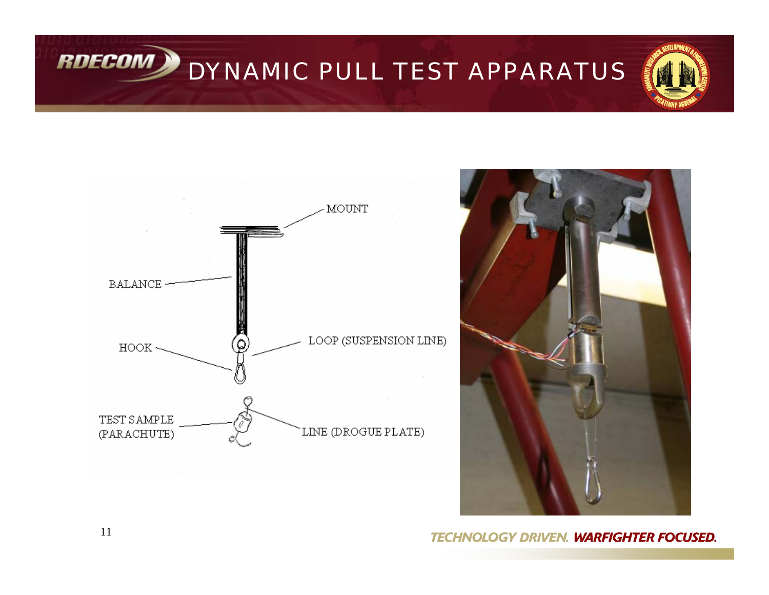# DYNAMIC PULL TEST APPARATUS

MOUNT

BALANCE

HOOK

LOOP (SUSPENSION LINE)

TEST SAMPLE (PARACHUTE)

LINE (DROGUE PLATE)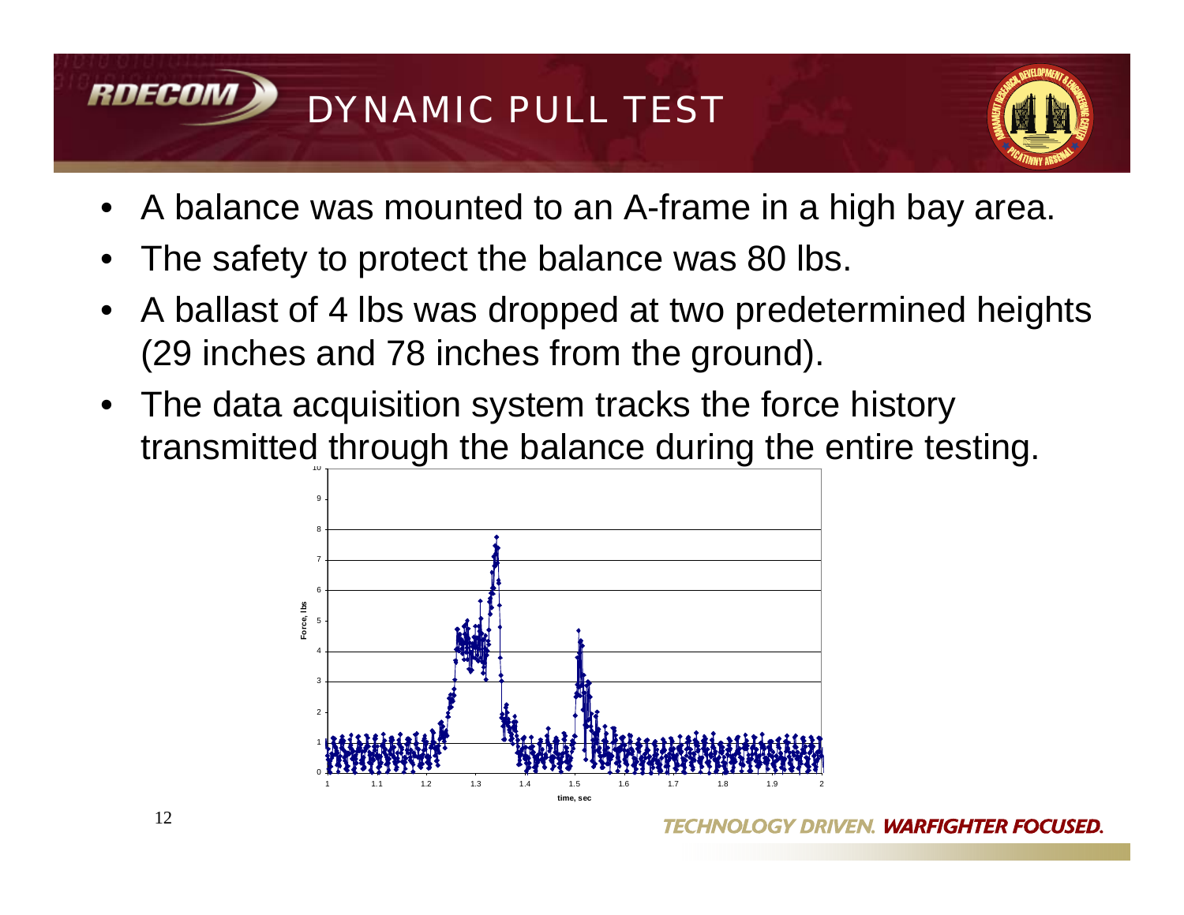# DYNAMIC PULL TEST

- A balance was mounted to an A-frame in a high bay area.
- The safety to protect the balance was 80 lbs.
- A ballast of 4 lbs was dropped at two predetermined heights (29 inches and 78 inches from the ground).
- The data acquisition system tracks the force history transmitted through the balance during the entire testing.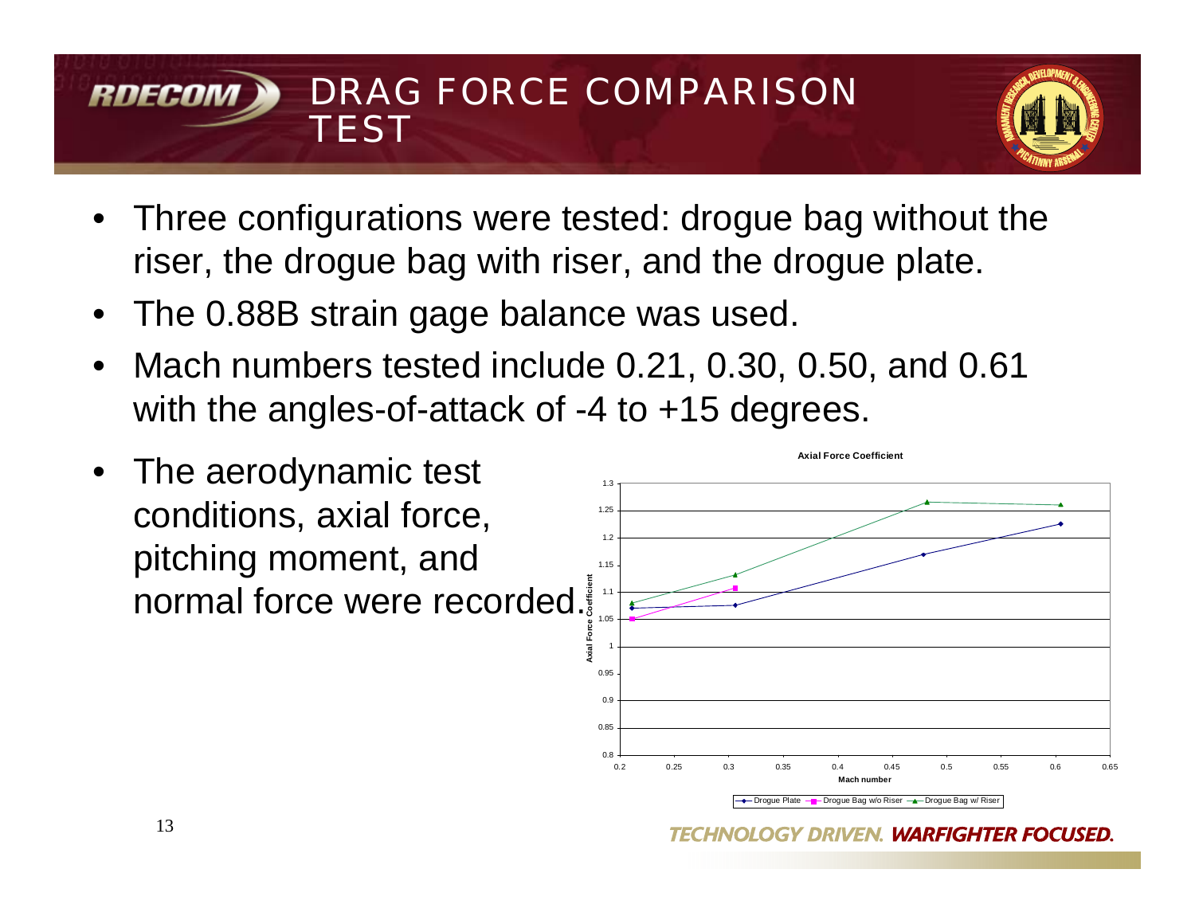# DRAG FORCE COMPARISON TEST

- Three configurations were tested: drogue bag without the riser, the drogue bag with riser, and the drogue plate.
- The 0.88B strain gage balance was used.
- Mach numbers tested include 0.21, 0.30, 0.50, and 0.61 with the angles-of-attack of -4 to +15 degrees.
- The aerodynamic test conditions, axial force, pitching moment, and normal force were recorded.

**Axial Force Coefficient**

Axial Force Coefficient vs. Mach number

Legend: Drogue Plate, Drogue Bag w/o Riser, Drogue Bag w/ Riser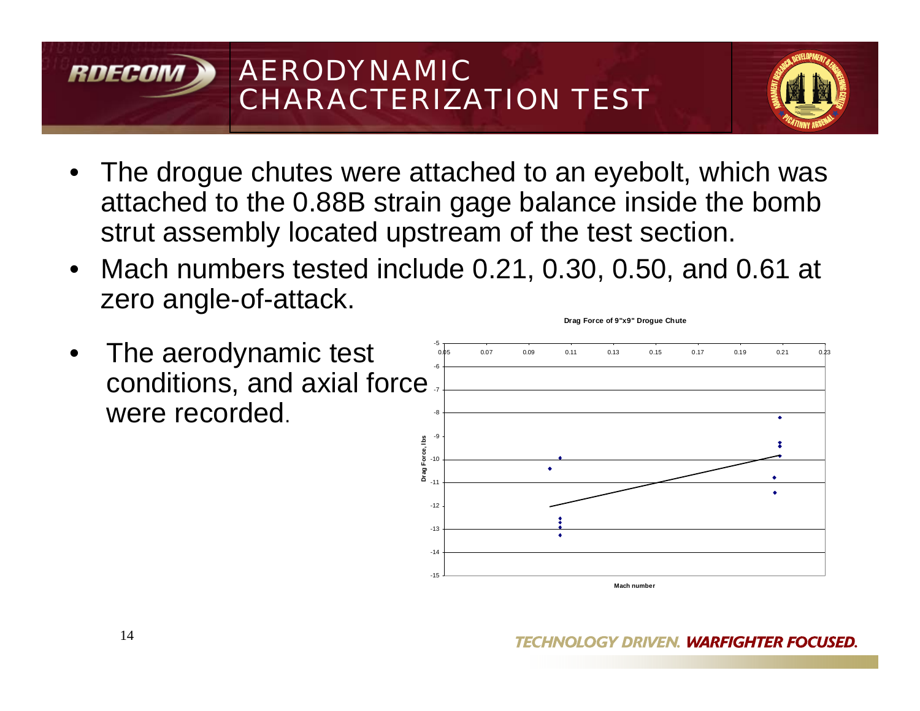# AERODYNAMIC CHARACTERIZATION TEST

- The drogue chutes were attached to an eyebolt, which was attached to the 0.88B strain gage balance inside the bomb strut assembly located upstream of the test section.
- Mach numbers tested include 0.21, 0.30, 0.50, and 0.61 at zero angle-of-attack.
- The aerodynamic test conditions, and axial force were recorded.

**Drag Force of 9"x9" Drogue Chute**

Drag Force, lbs (y-axis: -5 to -15); Mach number (x-axis: 0.05 to 0.23)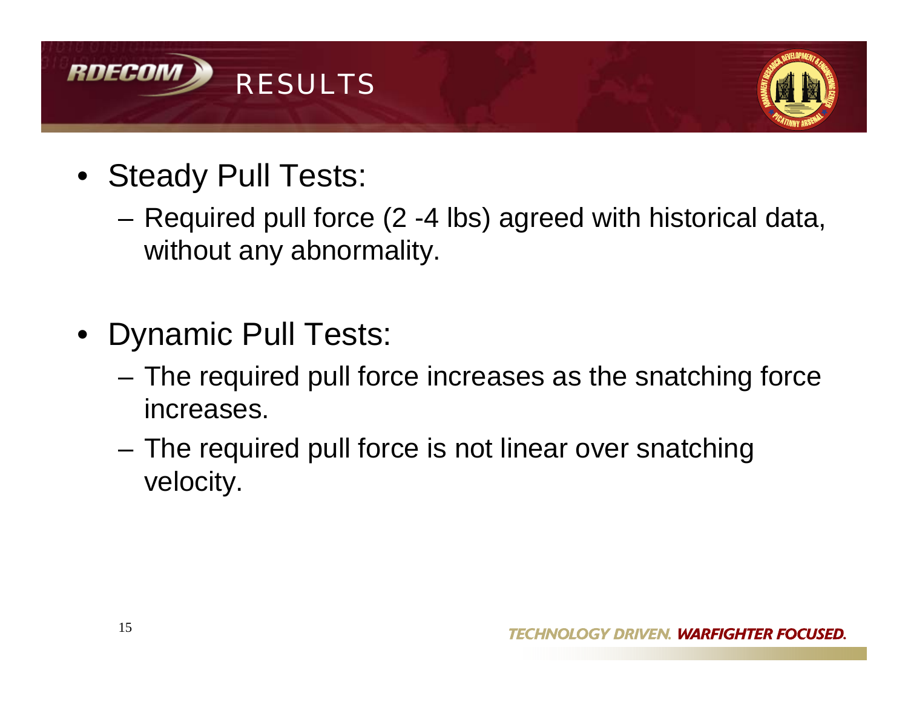# RESULTS

- Steady Pull Tests:
  - Required pull force (2 -4 lbs) agreed with historical data, without any abnormality.

- Dynamic Pull Tests:
  - The required pull force increases as the snatching force increases.
  - The required pull force is not linear over snatching velocity.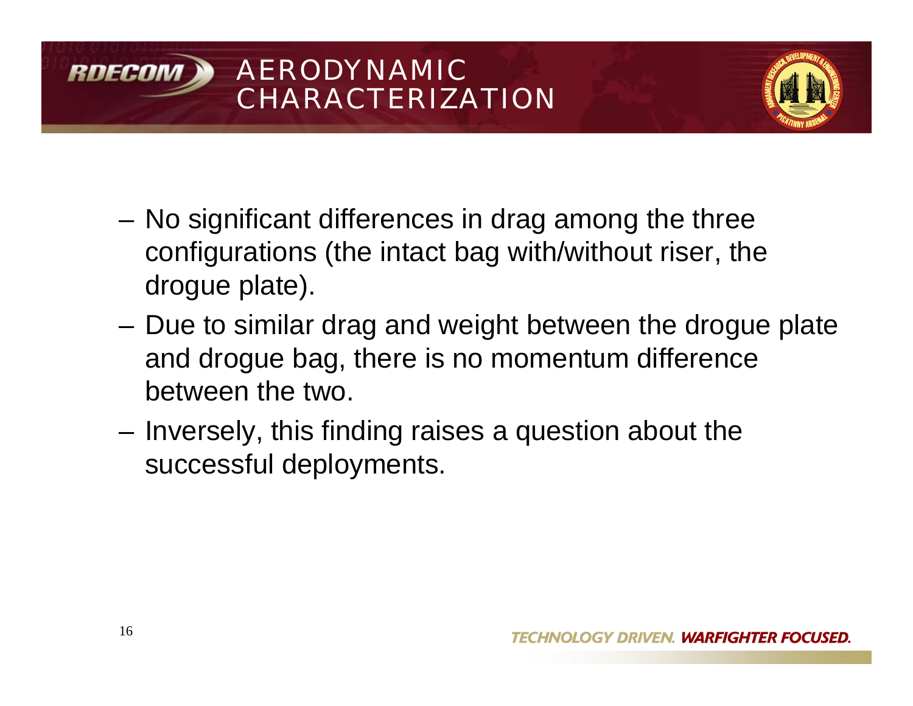# AERODYNAMIC CHARACTERIZATION

- No significant differences in drag among the three configurations (the intact bag with/without riser, the drogue plate).
- Due to similar drag and weight between the drogue plate and drogue bag, there is no momentum difference between the two.
- Inversely, this finding raises a question about the successful deployments.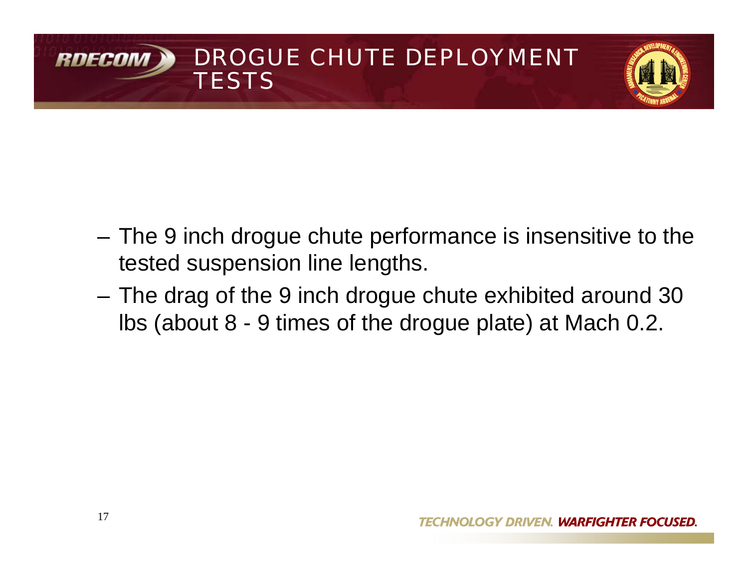# DROGUE CHUTE DEPLOYMENT TESTS

- The 9 inch drogue chute performance is insensitive to the tested suspension line lengths.
- The drag of the 9 inch drogue chute exhibited around 30 lbs (about 8 - 9 times of the drogue plate) at Mach 0.2.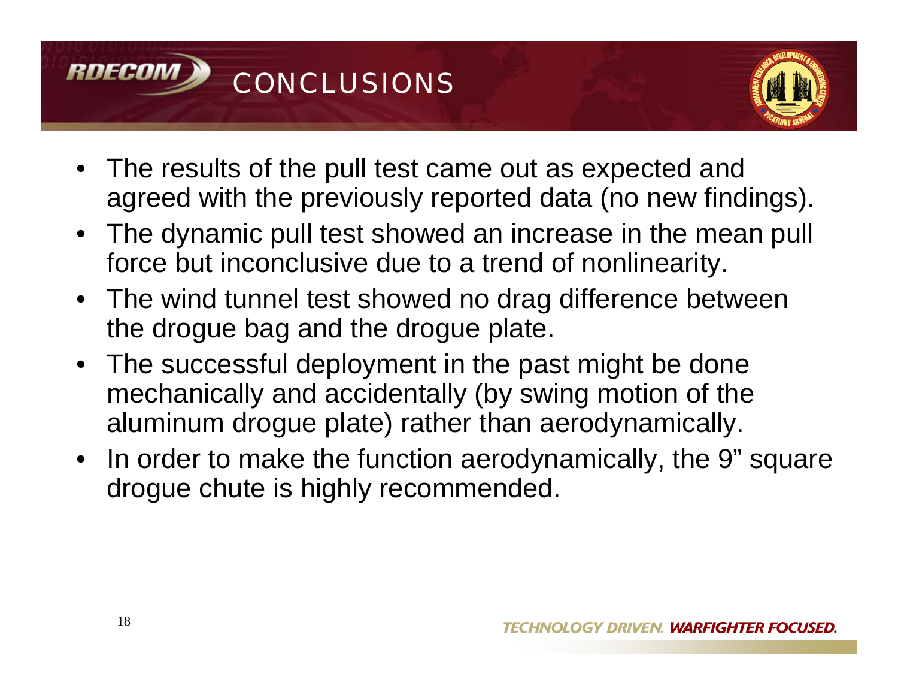# CONCLUSIONS

- The results of the pull test came out as expected and agreed with the previously reported data (no new findings).
- The dynamic pull test showed an increase in the mean pull force but inconclusive due to a trend of nonlinearity.
- The wind tunnel test showed no drag difference between the drogue bag and the drogue plate.
- The successful deployment in the past might be done mechanically and accidentally (by swing motion of the aluminum drogue plate) rather than aerodynamically.
- In order to make the function aerodynamically, the 9" square drogue chute is highly recommended.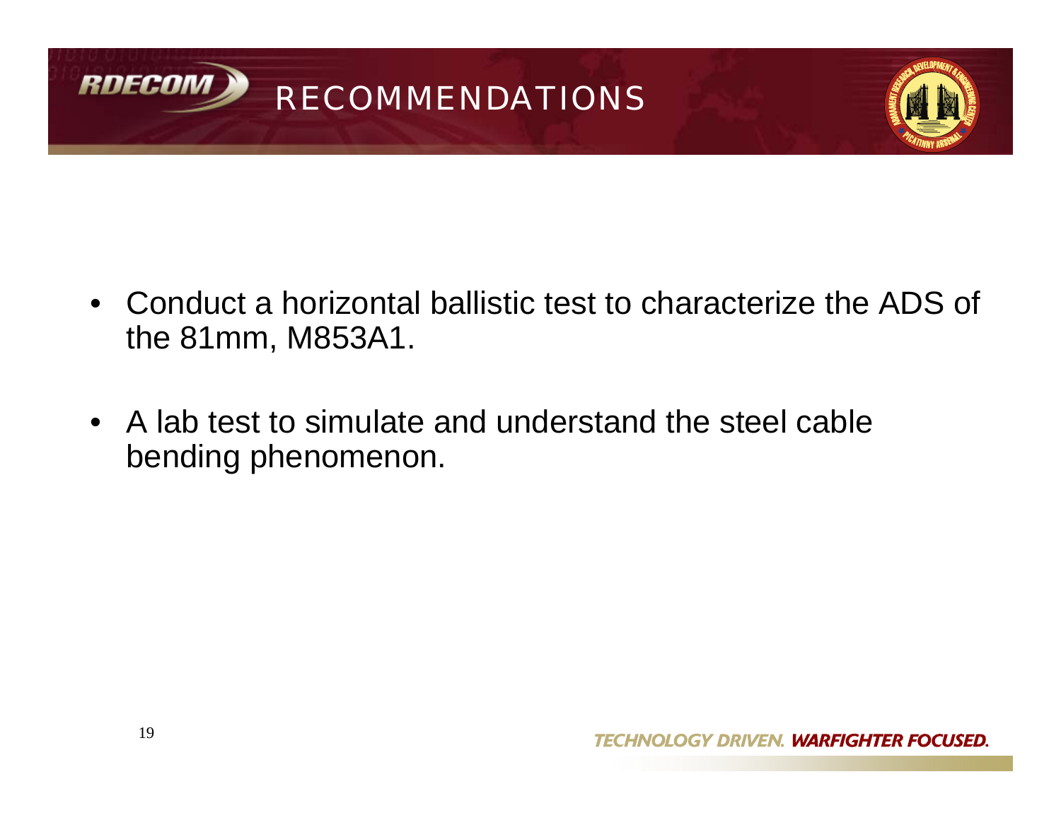# RECOMMENDATIONS

- Conduct a horizontal ballistic test to characterize the ADS of the 81mm, M853A1.
- A lab test to simulate and understand the steel cable bending phenomenon.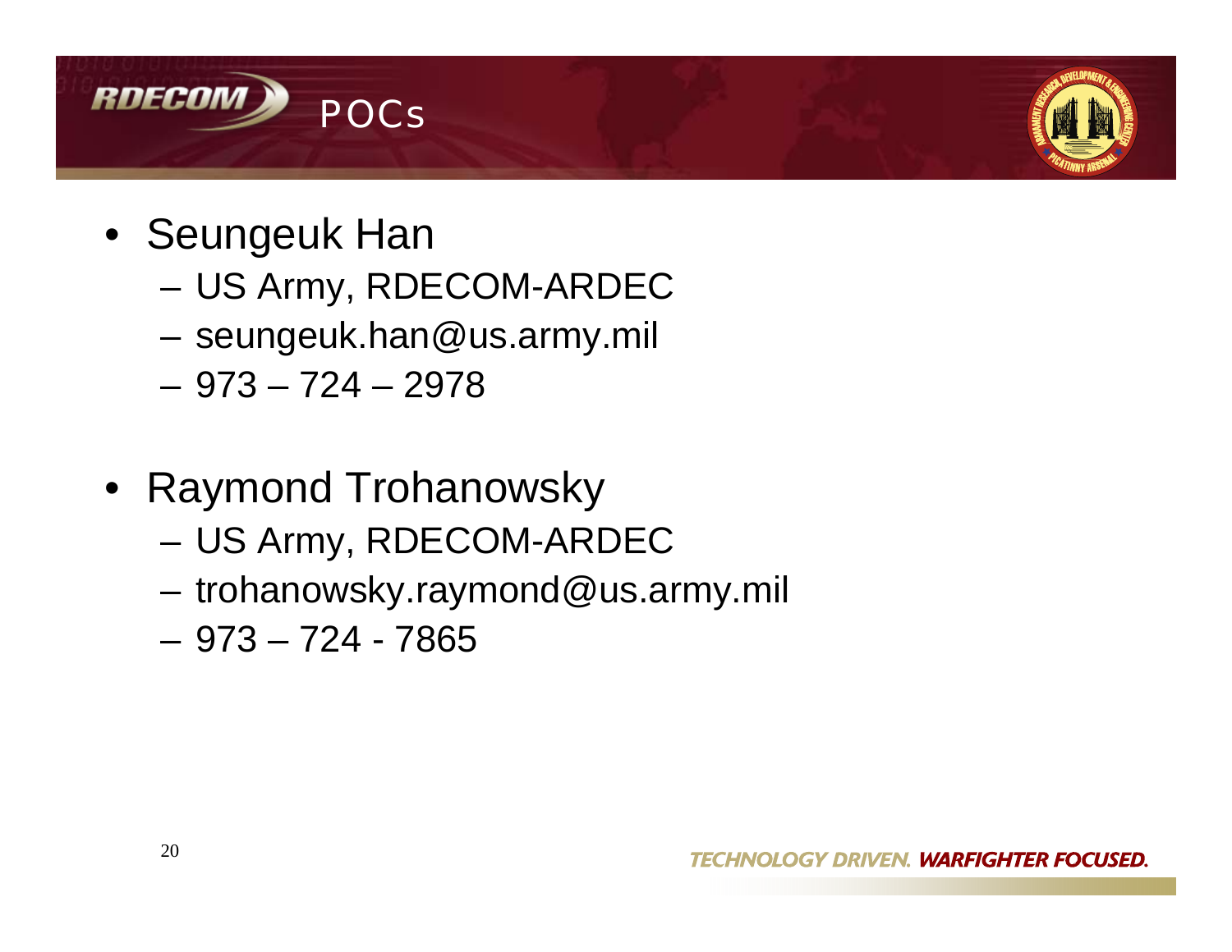## POCs

- Seungeuk Han
  - US Army, RDECOM-ARDEC
  - seungeuk.han@us.army.mil
  - 973 – 724 – 2978
- Raymond Trohanowsky
  - US Army, RDECOM-ARDEC
  - trohanowsky.raymond@us.army.mil
  - 973 – 724 - 7865